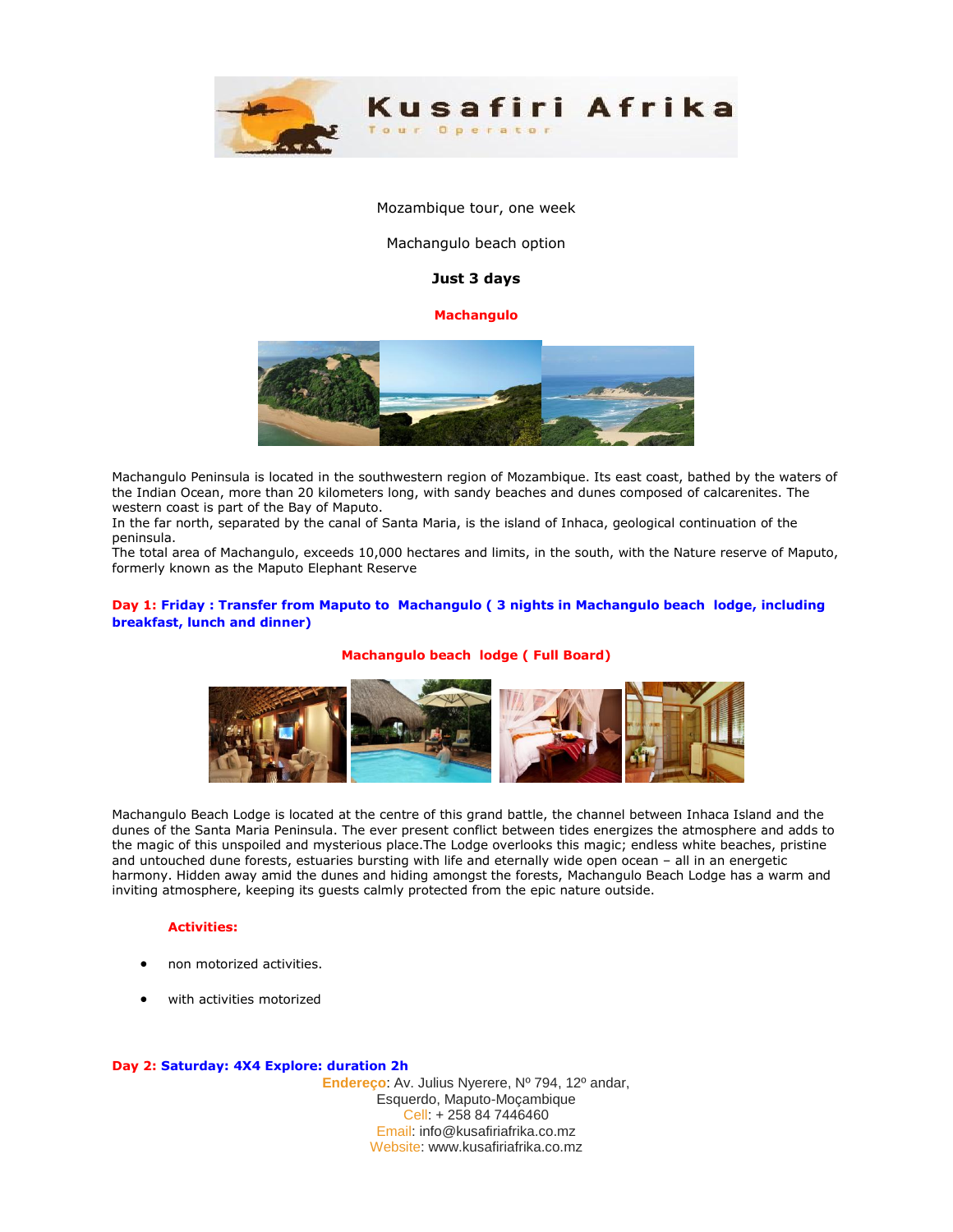# Kusafiri Afrika

Tour Operator

Mozambique tour, one week

Machangulo beach option

**Just 3 days**

**Machangulo**

Machangulo Peninsula is located in the southwestern region of Mozambique. Its east coast, bathed by the waters of the Indian Ocean, more than 20 kilometers long, with sandy beaches and dunes composed of calcarenites. The western coast is part of the Bay of Maputo.
In the far north, separated by the canal of Santa Maria, is the island of Inhaca, geological continuation of the peninsula.
The total area of Machangulo, exceeds 10,000 hectares and limits, in the south, with the Nature reserve of Maputo, formerly known as the Maputo Elephant Reserve

**Day 1: Friday : Transfer from Maputo to Machangulo ( 3 nights in Machangulo beach lodge, including breakfast, lunch and dinner)**

**Machangulo beach lodge ( Full Board)**

Machangulo Beach Lodge is located at the centre of this grand battle, the channel between Inhaca Island and the dunes of the Santa Maria Peninsula. The ever present conflict between tides energizes the atmosphere and adds to the magic of this unspoiled and mysterious place.The Lodge overlooks this magic; endless white beaches, pristine and untouched dune forests, estuaries bursting with life and eternally wide open ocean – all in an energetic harmony. Hidden away amid the dunes and hiding amongst the forests, Machangulo Beach Lodge has a warm and inviting atmosphere, keeping its guests calmly protected from the epic nature outside.

**Activities:**

- non motorized activities.
- with activities motorized

**Day 2: Saturday: 4X4 Explore: duration 2h**

Endereço: Av. Julius Nyerere, Nº 794, 12º andar, Esquerdo, Maputo-Moçambique
Cell: + 258 84 7446460
Email: info@kusafiriafrika.co.mz
Website: www.kusafiriafrika.co.mz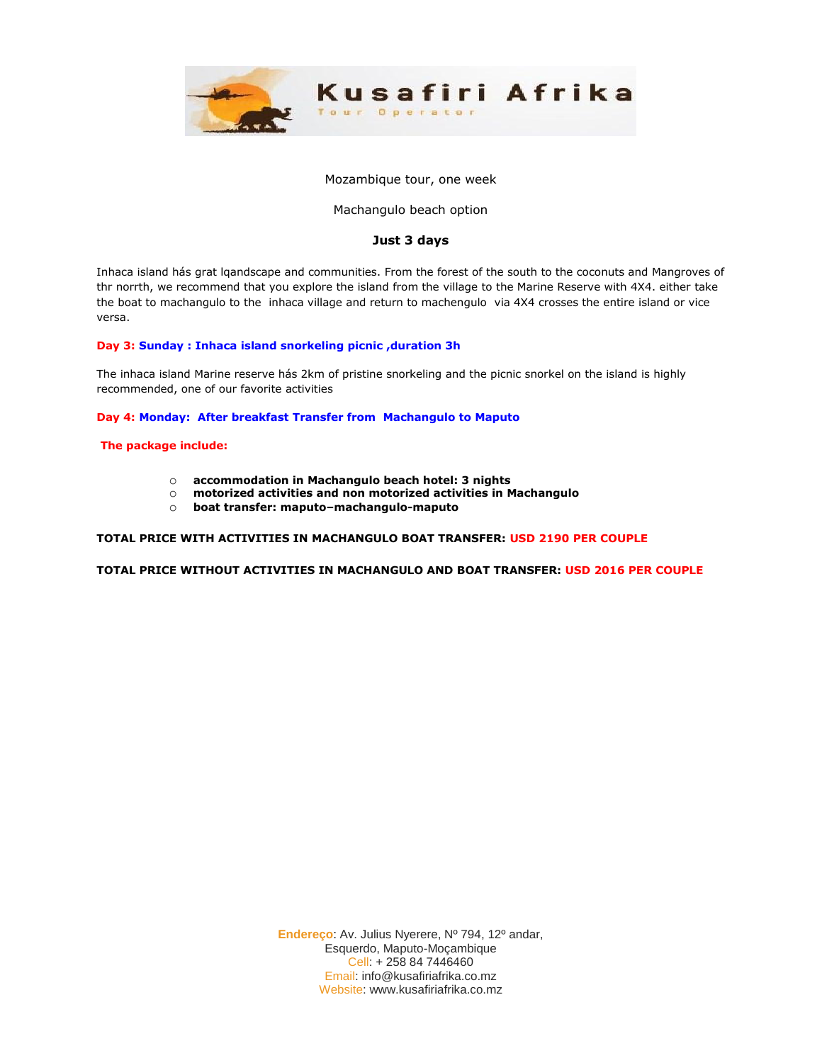Kusafiri Afrika
Tour Operator

Mozambique tour, one week

Machangulo beach option

**Just 3 days**

Inhaca island hás grat lqandscape and communities. From the forest of the south to the coconuts and Mangroves of thr norrth, we recommend that you explore the island from the village to the Marine Reserve with 4X4. either take the boat to machangulo to the inhaca village and return to machengulo via 4X4 crosses the entire island or vice versa.

**Day 3: Sunday : Inhaca island snorkeling picnic ,duration 3h**

The inhaca island Marine reserve hás 2km of pristine snorkeling and the picnic snorkel on the island is highly recommended, one of our favorite activities

**Day 4: Monday: After breakfast Transfer from Machangulo to Maputo**

**The package include:**

- **accommodation in Machangulo beach hotel: 3 nights**
- **motorized activities and non motorized activities in Machangulo**
- **boat transfer: maputo–machangulo-maputo**

**TOTAL PRICE WITH ACTIVITIES IN MACHANGULO BOAT TRANSFER: USD 2190 PER COUPLE**

**TOTAL PRICE WITHOUT ACTIVITIES IN MACHANGULO AND BOAT TRANSFER: USD 2016 PER COUPLE**

Endereço: Av. Julius Nyerere, Nº 794, 12º andar, Esquerdo, Maputo-Moçambique
Cell: + 258 84 7446460
Email: info@kusafiriafrika.co.mz
Website: www.kusafiriafrika.co.mz